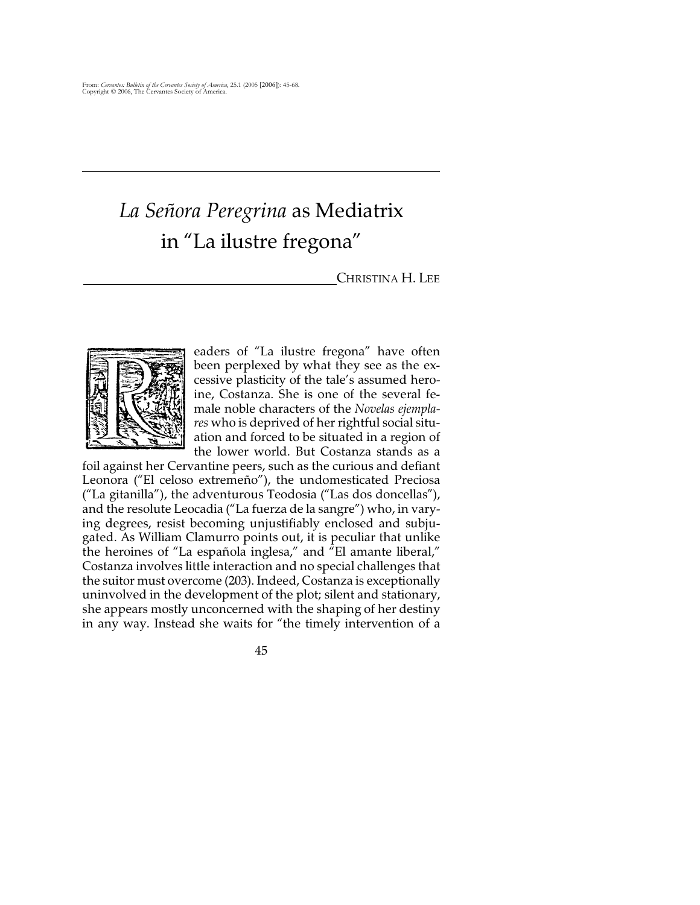From: *Cervantes: Bulletin of the Cervantes Society of America*, 25.1 (2005 [2006]): 45-68.
Copyright © 2006, The Cervantes Society of America.

# *La Señora Peregrina* as Mediatrix in "La ilustre fregona"

CHRISTINA H. LEE

Readers of "La ilustre fregona" have often been perplexed by what they see as the excessive plasticity of the tale's assumed heroine, Costanza. She is one of the several female noble characters of the *Novelas ejemplares* who is deprived of her rightful social situation and forced to be situated in a region of the lower world. But Costanza stands as a foil against her Cervantine peers, such as the curious and defiant Leonora ("El celoso extremeño"), the undomesticated Preciosa ("La gitanilla"), the adventurous Teodosia ("Las dos doncellas"), and the resolute Leocadia ("La fuerza de la sangre") who, in varying degrees, resist becoming unjustifiably enclosed and subjugated. As William Clamurro points out, it is peculiar that unlike the heroines of "La española inglesa," and "El amante liberal," Costanza involves little interaction and no special challenges that the suitor must overcome (203). Indeed, Costanza is exceptionally uninvolved in the development of the plot; silent and stationary, she appears mostly unconcerned with the shaping of her destiny in any way. Instead she waits for "the timely intervention of a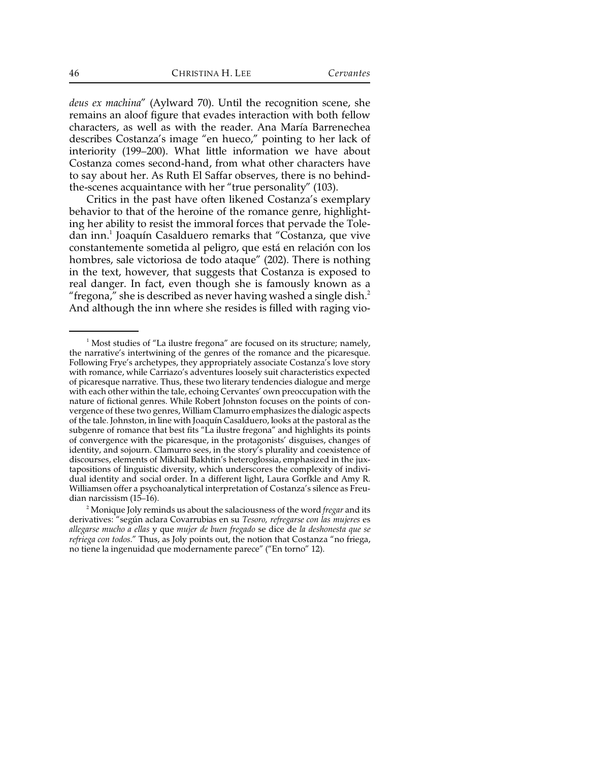*deus ex machina*" (Aylward 70). Until the recognition scene, she remains an aloof figure that evades interaction with both fellow characters, as well as with the reader. Ana María Barrenechea describes Costanza's image "en hueco," pointing to her lack of interiority (199–200). What little information we have about Costanza comes second-hand, from what other characters have to say about her. As Ruth El Saffar observes, there is no behind-the-scenes acquaintance with her "true personality" (103).

Critics in the past have often likened Costanza's exemplary behavior to that of the heroine of the romance genre, highlighting her ability to resist the immoral forces that pervade the Toledan inn.[1] Joaquín Casalduero remarks that "Costanza, que vive constantemente sometida al peligro, que está en relación con los hombres, sale victoriosa de todo ataque" (202). There is nothing in the text, however, that suggests that Costanza is exposed to real danger. In fact, even though she is famously known as a "fregona," she is described as never having washed a single dish.[2] And although the inn where she resides is filled with raging vio-

---

[1] Most studies of "La ilustre fregona" are focused on its structure; namely, the narrative's intertwining of the genres of the romance and the picaresque. Following Frye's archetypes, they appropriately associate Costanza's love story with romance, while Carriazo's adventures loosely suit characteristics expected of picaresque narrative. Thus, these two literary tendencies dialogue and merge with each other within the tale, echoing Cervantes' own preoccupation with the nature of fictional genres. While Robert Johnston focuses on the points of convergence of these two genres, William Clamurro emphasizes the dialogic aspects of the tale. Johnston, in line with Joaquín Casalduero, looks at the pastoral as the subgenre of romance that best fits "La ilustre fregona" and highlights its points of convergence with the picaresque, in the protagonists' disguises, changes of identity, and sojourn. Clamurro sees, in the story's plurality and coexistence of discourses, elements of Mikhail Bakhtin's heteroglossia, emphasized in the juxtapositions of linguistic diversity, which underscores the complexity of individual identity and social order. In a different light, Laura Gorfkle and Amy R. Williamsen offer a psychoanalytical interpretation of Costanza's silence as Freudian narcissism (15–16).

[2] Monique Joly reminds us about the salaciousness of the word *fregar* and its derivatives: "según aclara Covarrubias en su *Tesoro, refregarse con las mujeres* es *allegarse mucho a ellas* y que *mujer de buen fregado* se dice de *la deshonesta que se refriega con todos*." Thus, as Joly points out, the notion that Costanza "no friega, no tiene la ingenuidad que modernamente parece" ("En torno" 12).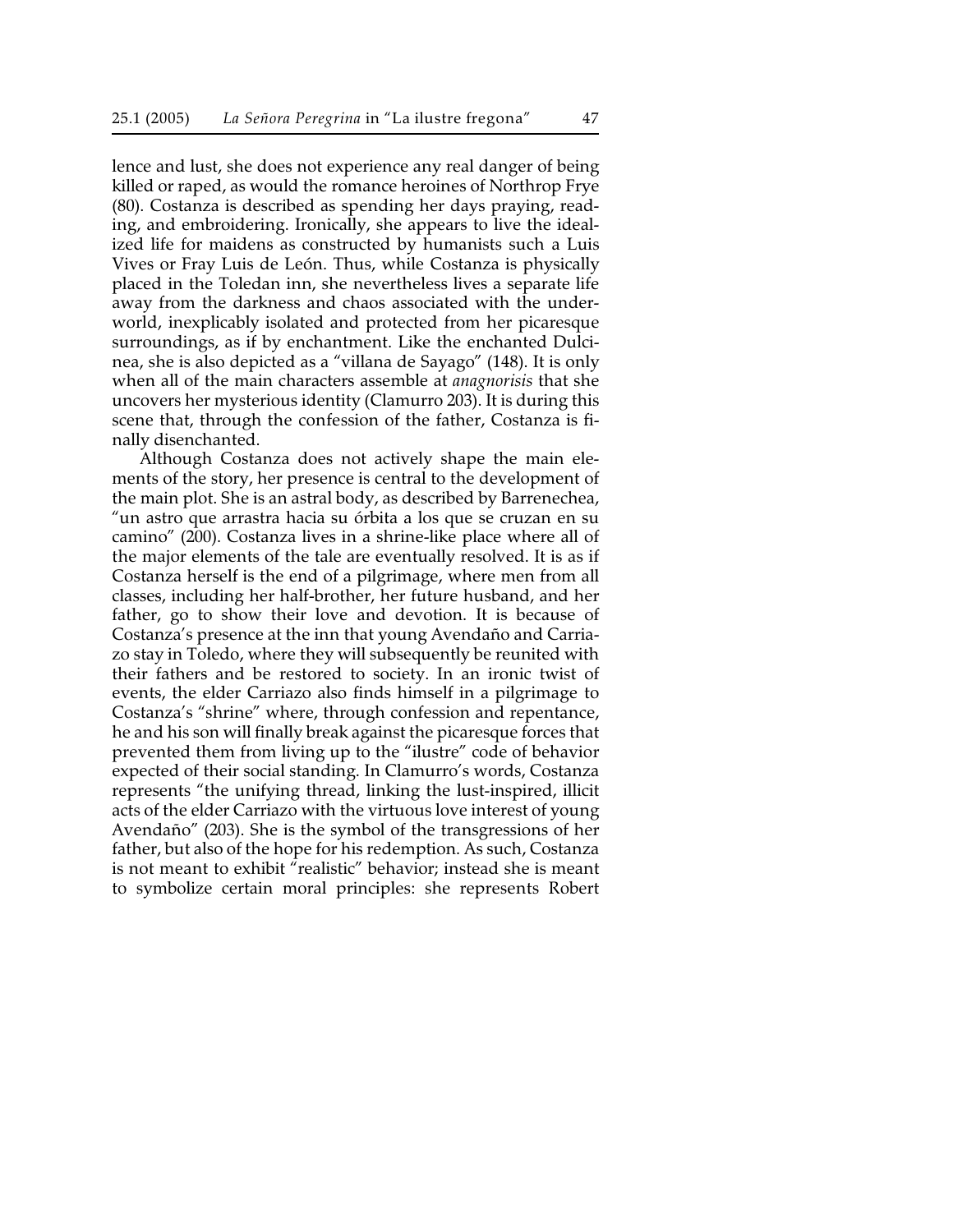lence and lust, she does not experience any real danger of being killed or raped, as would the romance heroines of Northrop Frye (80). Costanza is described as spending her days praying, reading, and embroidering. Ironically, she appears to live the idealized life for maidens as constructed by humanists such a Luis Vives or Fray Luis de León. Thus, while Costanza is physically placed in the Toledan inn, she nevertheless lives a separate life away from the darkness and chaos associated with the underworld, inexplicably isolated and protected from her picaresque surroundings, as if by enchantment. Like the enchanted Dulcinea, she is also depicted as a "villana de Sayago" (148). It is only when all of the main characters assemble at *anagnorisis* that she uncovers her mysterious identity (Clamurro 203). It is during this scene that, through the confession of the father, Costanza is finally disenchanted.

Although Costanza does not actively shape the main elements of the story, her presence is central to the development of the main plot. She is an astral body, as described by Barrenechea, "un astro que arrastra hacia su órbita a los que se cruzan en su camino" (200). Costanza lives in a shrine-like place where all of the major elements of the tale are eventually resolved. It is as if Costanza herself is the end of a pilgrimage, where men from all classes, including her half-brother, her future husband, and her father, go to show their love and devotion. It is because of Costanza's presence at the inn that young Avendaño and Carriazo stay in Toledo, where they will subsequently be reunited with their fathers and be restored to society. In an ironic twist of events, the elder Carriazo also finds himself in a pilgrimage to Costanza's "shrine" where, through confession and repentance, he and his son will finally break against the picaresque forces that prevented them from living up to the "ilustre" code of behavior expected of their social standing. In Clamurro's words, Costanza represents "the unifying thread, linking the lust-inspired, illicit acts of the elder Carriazo with the virtuous love interest of young Avendaño" (203). She is the symbol of the transgressions of her father, but also of the hope for his redemption. As such, Costanza is not meant to exhibit "realistic" behavior; instead she is meant to symbolize certain moral principles: she represents Robert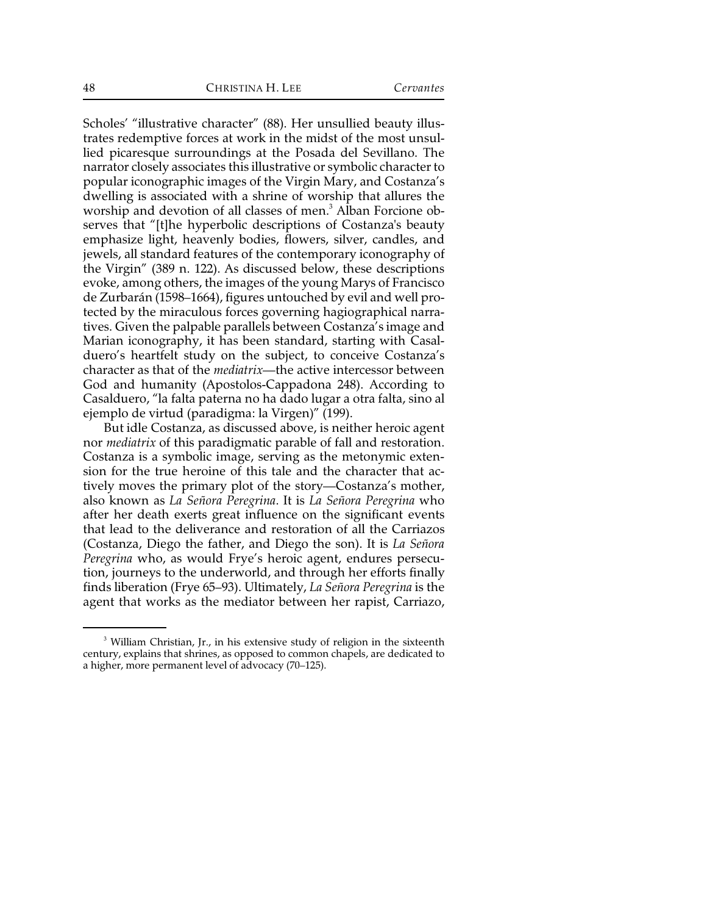Scholes' "illustrative character" (88). Her unsullied beauty illustrates redemptive forces at work in the midst of the most unsullied picaresque surroundings at the Posada del Sevillano. The narrator closely associates this illustrative or symbolic character to popular iconographic images of the Virgin Mary, and Costanza's dwelling is associated with a shrine of worship that allures the worship and devotion of all classes of men.[3] Alban Forcione observes that "[t]he hyperbolic descriptions of Costanza's beauty emphasize light, heavenly bodies, flowers, silver, candles, and jewels, all standard features of the contemporary iconography of the Virgin" (389 n. 122). As discussed below, these descriptions evoke, among others, the images of the young Marys of Francisco de Zurbarán (1598–1664), figures untouched by evil and well protected by the miraculous forces governing hagiographical narratives. Given the palpable parallels between Costanza's image and Marian iconography, it has been standard, starting with Casalduero's heartfelt study on the subject, to conceive Costanza's character as that of the *mediatrix*—the active intercessor between God and humanity (Apostolos-Cappadona 248). According to Casalduero, "la falta paterna no ha dado lugar a otra falta, sino al ejemplo de virtud (paradigma: la Virgen)" (199).

But idle Costanza, as discussed above, is neither heroic agent nor *mediatrix* of this paradigmatic parable of fall and restoration. Costanza is a symbolic image, serving as the metonymic extension for the true heroine of this tale and the character that actively moves the primary plot of the story—Costanza's mother, also known as *La Señora Peregrina*. It is *La Señora Peregrina* who after her death exerts great influence on the significant events that lead to the deliverance and restoration of all the Carriazos (Costanza, Diego the father, and Diego the son). It is *La Señora Peregrina* who, as would Frye's heroic agent, endures persecution, journeys to the underworld, and through her efforts finally finds liberation (Frye 65–93). Ultimately, *La Señora Peregrina* is the agent that works as the mediator between her rapist, Carriazo,

[3] William Christian, Jr., in his extensive study of religion in the sixteenth century, explains that shrines, as opposed to common chapels, are dedicated to a higher, more permanent level of advocacy (70–125).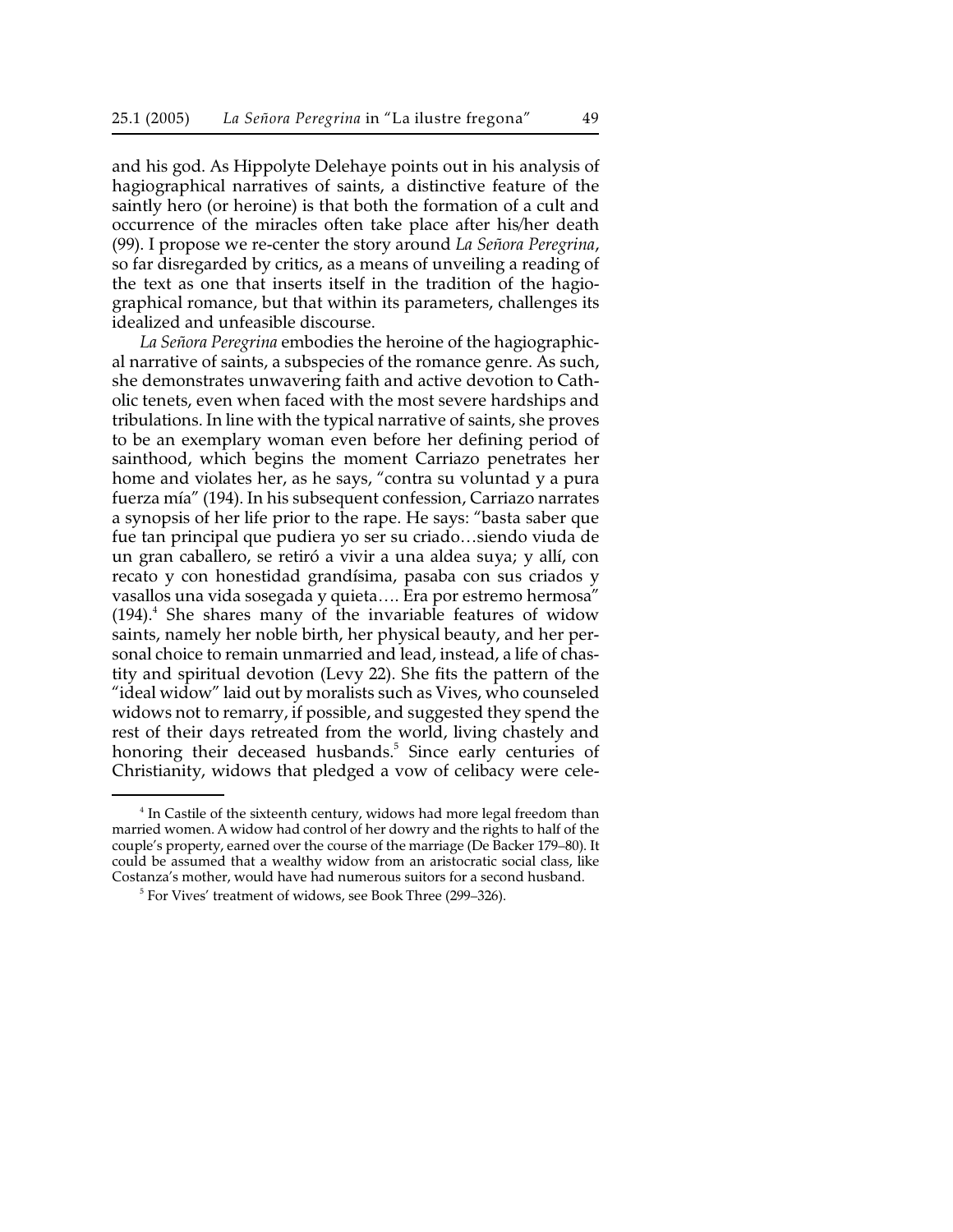and his god. As Hippolyte Delehaye points out in his analysis of hagiographical narratives of saints, a distinctive feature of the saintly hero (or heroine) is that both the formation of a cult and occurrence of the miracles often take place after his/her death (99). I propose we re-center the story around *La Señora Peregrina*, so far disregarded by critics, as a means of unveiling a reading of the text as one that inserts itself in the tradition of the hagiographical romance, but that within its parameters, challenges its idealized and unfeasible discourse.

*La Señora Peregrina* embodies the heroine of the hagiographical narrative of saints, a subspecies of the romance genre. As such, she demonstrates unwavering faith and active devotion to Catholic tenets, even when faced with the most severe hardships and tribulations. In line with the typical narrative of saints, she proves to be an exemplary woman even before her defining period of sainthood, which begins the moment Carriazo penetrates her home and violates her, as he says, "contra su voluntad y a pura fuerza mía" (194). In his subsequent confession, Carriazo narrates a synopsis of her life prior to the rape. He says: "basta saber que fue tan principal que pudiera yo ser su criado…siendo viuda de un gran caballero, se retiró a vivir a una aldea suya; y allí, con recato y con honestidad grandísima, pasaba con sus criados y vasallos una vida sosegada y quieta…. Era por estremo hermosa" (194).[4] She shares many of the invariable features of widow saints, namely her noble birth, her physical beauty, and her personal choice to remain unmarried and lead, instead, a life of chastity and spiritual devotion (Levy 22). She fits the pattern of the "ideal widow" laid out by moralists such as Vives, who counseled widows not to remarry, if possible, and suggested they spend the rest of their days retreated from the world, living chastely and honoring their deceased husbands.[5] Since early centuries of Christianity, widows that pledged a vow of celibacy were cele-

[4] In Castile of the sixteenth century, widows had more legal freedom than married women. A widow had control of her dowry and the rights to half of the couple's property, earned over the course of the marriage (De Backer 179–80). It could be assumed that a wealthy widow from an aristocratic social class, like Costanza's mother, would have had numerous suitors for a second husband.

[5] For Vives' treatment of widows, see Book Three (299–326).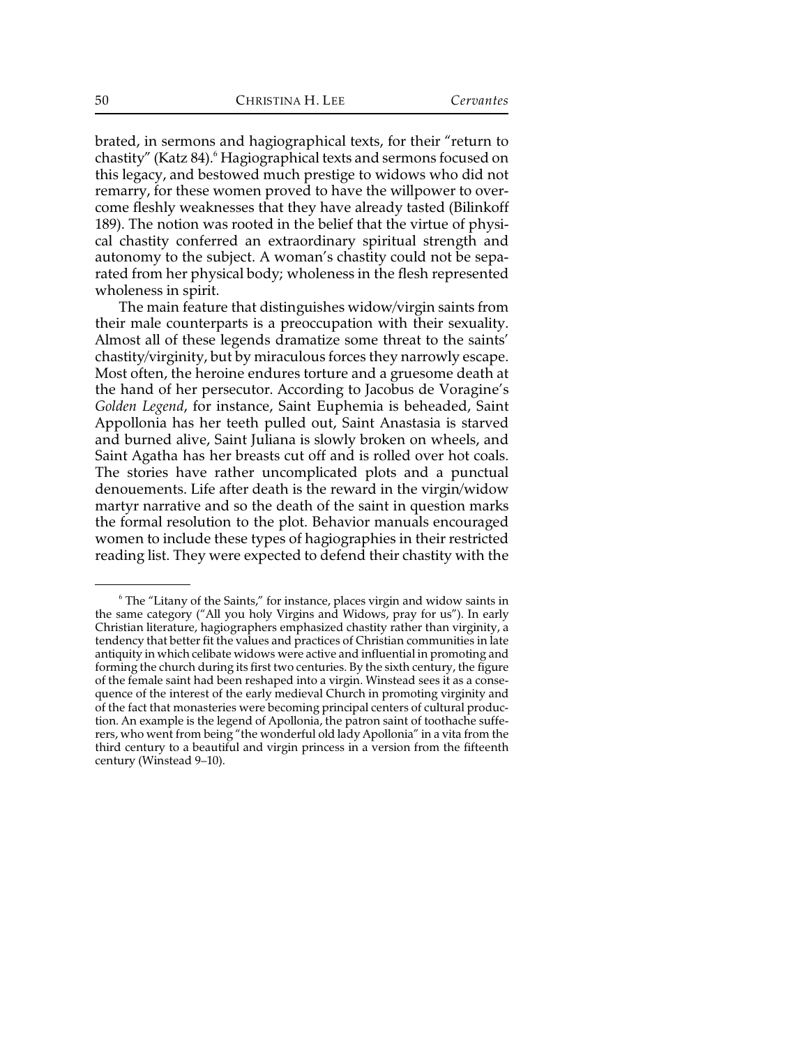brated, in sermons and hagiographical texts, for their "return to chastity" (Katz 84).[6] Hagiographical texts and sermons focused on this legacy, and bestowed much prestige to widows who did not remarry, for these women proved to have the willpower to overcome fleshly weaknesses that they have already tasted (Bilinkoff 189). The notion was rooted in the belief that the virtue of physical chastity conferred an extraordinary spiritual strength and autonomy to the subject. A woman's chastity could not be separated from her physical body; wholeness in the flesh represented wholeness in spirit.

The main feature that distinguishes widow/virgin saints from their male counterparts is a preoccupation with their sexuality. Almost all of these legends dramatize some threat to the saints' chastity/virginity, but by miraculous forces they narrowly escape. Most often, the heroine endures torture and a gruesome death at the hand of her persecutor. According to Jacobus de Voragine's *Golden Legend*, for instance, Saint Euphemia is beheaded, Saint Appollonia has her teeth pulled out, Saint Anastasia is starved and burned alive, Saint Juliana is slowly broken on wheels, and Saint Agatha has her breasts cut off and is rolled over hot coals. The stories have rather uncomplicated plots and a punctual denouements. Life after death is the reward in the virgin/widow martyr narrative and so the death of the saint in question marks the formal resolution to the plot. Behavior manuals encouraged women to include these types of hagiographies in their restricted reading list. They were expected to defend their chastity with the

---

[6] The "Litany of the Saints," for instance, places virgin and widow saints in the same category ("All you holy Virgins and Widows, pray for us"). In early Christian literature, hagiographers emphasized chastity rather than virginity, a tendency that better fit the values and practices of Christian communities in late antiquity in which celibate widows were active and influential in promoting and forming the church during its first two centuries. By the sixth century, the figure of the female saint had been reshaped into a virgin. Winstead sees it as a consequence of the interest of the early medieval Church in promoting virginity and of the fact that monasteries were becoming principal centers of cultural production. An example is the legend of Apollonia, the patron saint of toothache sufferers, who went from being "the wonderful old lady Apollonia" in a vita from the third century to a beautiful and virgin princess in a version from the fifteenth century (Winstead 9–10).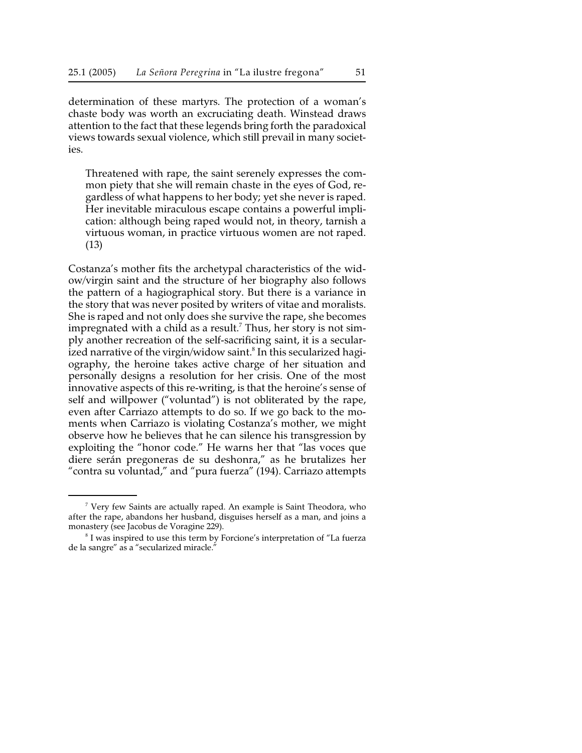determination of these martyrs. The protection of a woman's chaste body was worth an excruciating death. Winstead draws attention to the fact that these legends bring forth the paradoxical views towards sexual violence, which still prevail in many societies.

> Threatened with rape, the saint serenely expresses the common piety that she will remain chaste in the eyes of God, regardless of what happens to her body; yet she never is raped. Her inevitable miraculous escape contains a powerful implication: although being raped would not, in theory, tarnish a virtuous woman, in practice virtuous women are not raped. (13)

Costanza's mother fits the archetypal characteristics of the widow/virgin saint and the structure of her biography also follows the pattern of a hagiographical story. But there is a variance in the story that was never posited by writers of vitae and moralists. She is raped and not only does she survive the rape, she becomes impregnated with a child as a result.[7] Thus, her story is not simply another recreation of the self-sacrificing saint, it is a secularized narrative of the virgin/widow saint.[8] In this secularized hagiography, the heroine takes active charge of her situation and personally designs a resolution for her crisis. One of the most innovative aspects of this re-writing, is that the heroine's sense of self and willpower ("voluntad") is not obliterated by the rape, even after Carriazo attempts to do so. If we go back to the moments when Carriazo is violating Costanza's mother, we might observe how he believes that he can silence his transgression by exploiting the "honor code." He warns her that "las voces que diere serán pregoneras de su deshonra," as he brutalizes her "contra su voluntad," and "pura fuerza" (194). Carriazo attempts

---

[7] Very few Saints are actually raped. An example is Saint Theodora, who after the rape, abandons her husband, disguises herself as a man, and joins a monastery (see Jacobus de Voragine 229).

[8] I was inspired to use this term by Forcione's interpretation of "La fuerza de la sangre" as a "secularized miracle."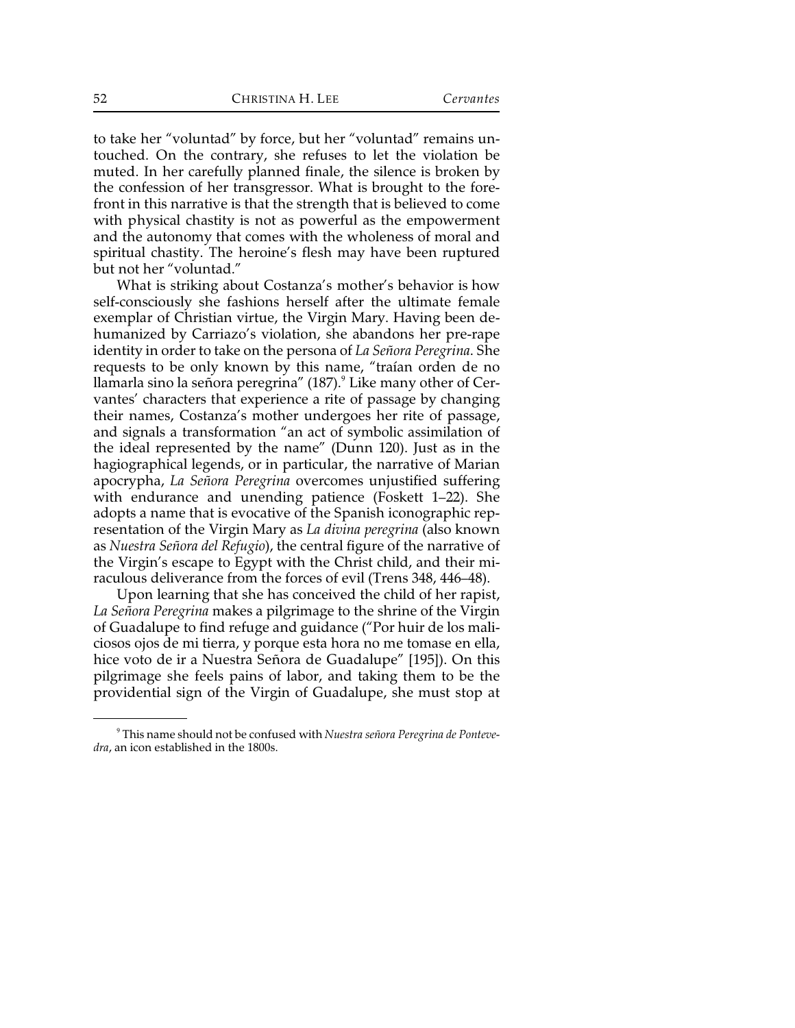to take her "voluntad" by force, but her "voluntad" remains untouched. On the contrary, she refuses to let the violation be muted. In her carefully planned finale, the silence is broken by the confession of her transgressor. What is brought to the forefront in this narrative is that the strength that is believed to come with physical chastity is not as powerful as the empowerment and the autonomy that comes with the wholeness of moral and spiritual chastity. The heroine's flesh may have been ruptured but not her "voluntad."

What is striking about Costanza's mother's behavior is how self-consciously she fashions herself after the ultimate female exemplar of Christian virtue, the Virgin Mary. Having been dehumanized by Carriazo's violation, she abandons her pre-rape identity in order to take on the persona of *La Señora Peregrina*. She requests to be only known by this name, "traían orden de no llamarla sino la señora peregrina" (187).[9] Like many other of Cervantes' characters that experience a rite of passage by changing their names, Costanza's mother undergoes her rite of passage, and signals a transformation "an act of symbolic assimilation of the ideal represented by the name" (Dunn 120). Just as in the hagiographical legends, or in particular, the narrative of Marian apocrypha, *La Señora Peregrina* overcomes unjustified suffering with endurance and unending patience (Foskett 1–22). She adopts a name that is evocative of the Spanish iconographic representation of the Virgin Mary as *La divina peregrina* (also known as *Nuestra Señora del Refugio*), the central figure of the narrative of the Virgin's escape to Egypt with the Christ child, and their miraculous deliverance from the forces of evil (Trens 348, 446–48).

Upon learning that she has conceived the child of her rapist, *La Señora Peregrina* makes a pilgrimage to the shrine of the Virgin of Guadalupe to find refuge and guidance ("Por huir de los maliciosos ojos de mi tierra, y porque esta hora no me tomase en ella, hice voto de ir a Nuestra Señora de Guadalupe" [195]). On this pilgrimage she feels pains of labor, and taking them to be the providential sign of the Virgin of Guadalupe, she must stop at

[9] This name should not be confused with *Nuestra señora Peregrina de Pontevedra*, an icon established in the 1800s.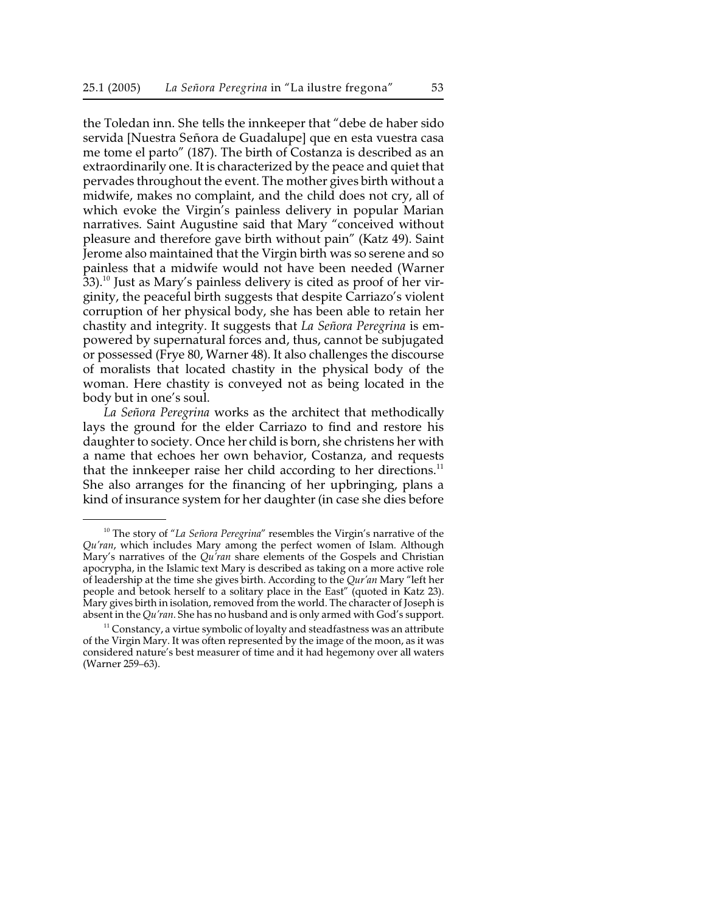the Toledan inn. She tells the innkeeper that "debe de haber sido servida [Nuestra Señora de Guadalupe] que en esta vuestra casa me tome el parto" (187). The birth of Costanza is described as an extraordinarily one. It is characterized by the peace and quiet that pervades throughout the event. The mother gives birth without a midwife, makes no complaint, and the child does not cry, all of which evoke the Virgin's painless delivery in popular Marian narratives. Saint Augustine said that Mary "conceived without pleasure and therefore gave birth without pain" (Katz 49). Saint Jerome also maintained that the Virgin birth was so serene and so painless that a midwife would not have been needed (Warner 33).[10] Just as Mary's painless delivery is cited as proof of her virginity, the peaceful birth suggests that despite Carriazo's violent corruption of her physical body, she has been able to retain her chastity and integrity. It suggests that *La Señora Peregrina* is empowered by supernatural forces and, thus, cannot be subjugated or possessed (Frye 80, Warner 48). It also challenges the discourse of moralists that located chastity in the physical body of the woman. Here chastity is conveyed not as being located in the body but in one's soul.

*La Señora Peregrina* works as the architect that methodically lays the ground for the elder Carriazo to find and restore his daughter to society. Once her child is born, she christens her with a name that echoes her own behavior, Costanza, and requests that the innkeeper raise her child according to her directions.[11] She also arranges for the financing of her upbringing, plans a kind of insurance system for her daughter (in case she dies before

---

[10] The story of "*La Señora Peregrina*" resembles the Virgin's narrative of the *Qu'ran*, which includes Mary among the perfect women of Islam. Although Mary's narratives of the *Qu'ran* share elements of the Gospels and Christian apocrypha, in the Islamic text Mary is described as taking on a more active role of leadership at the time she gives birth. According to the *Qur'an* Mary "left her people and betook herself to a solitary place in the East" (quoted in Katz 23). Mary gives birth in isolation, removed from the world. The character of Joseph is absent in the *Qu'ran*. She has no husband and is only armed with God's support.

[11] Constancy, a virtue symbolic of loyalty and steadfastness was an attribute of the Virgin Mary. It was often represented by the image of the moon, as it was considered nature's best measurer of time and it had hegemony over all waters (Warner 259–63).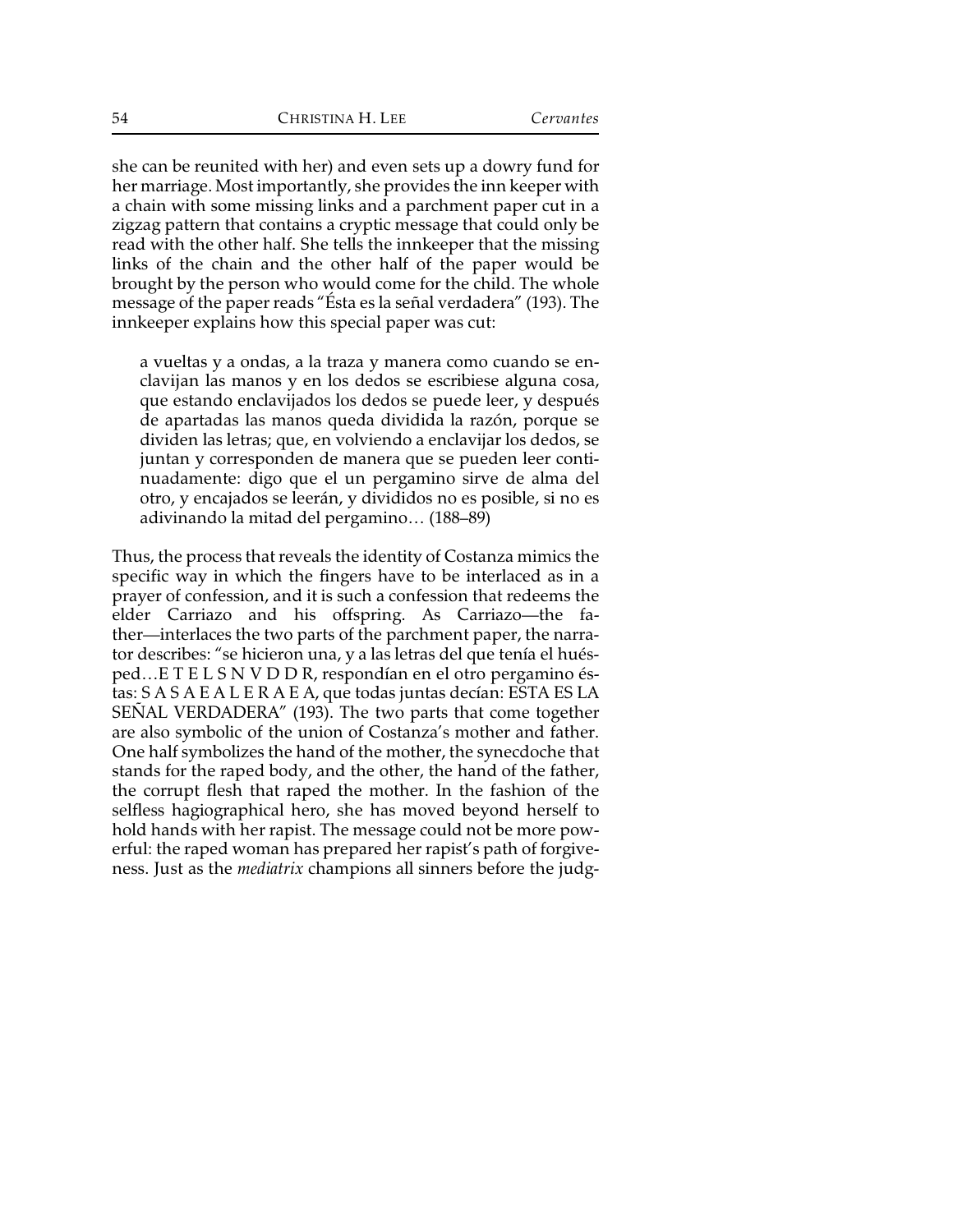she can be reunited with her) and even sets up a dowry fund for her marriage. Most importantly, she provides the inn keeper with a chain with some missing links and a parchment paper cut in a zigzag pattern that contains a cryptic message that could only be read with the other half. She tells the innkeeper that the missing links of the chain and the other half of the paper would be brought by the person who would come for the child. The whole message of the paper reads "Ésta es la señal verdadera" (193). The innkeeper explains how this special paper was cut:

> a vueltas y a ondas, a la traza y manera como cuando se enclavijan las manos y en los dedos se escribiese alguna cosa, que estando enclavijados los dedos se puede leer, y después de apartadas las manos queda dividida la razón, porque se dividen las letras; que, en volviendo a enclavijar los dedos, se juntan y corresponden de manera que se pueden leer continuadamente: digo que el un pergamino sirve de alma del otro, y encajados se leerán, y divididos no es posible, si no es adivinando la mitad del pergamino… (188–89)

Thus, the process that reveals the identity of Costanza mimics the specific way in which the fingers have to be interlaced as in a prayer of confession, and it is such a confession that redeems the elder Carriazo and his offspring. As Carriazo—the father—interlaces the two parts of the parchment paper, the narrator describes: "se hicieron una, y a las letras del que tenía el huésped…E T E L S N V D D R, respondían en el otro pergamino éstas: S A S A E A L E R A E A, que todas juntas decían: ESTA ES LA SEÑAL VERDADERA" (193). The two parts that come together are also symbolic of the union of Costanza's mother and father. One half symbolizes the hand of the mother, the synecdoche that stands for the raped body, and the other, the hand of the father, the corrupt flesh that raped the mother. In the fashion of the selfless hagiographical hero, she has moved beyond herself to hold hands with her rapist. The message could not be more powerful: the raped woman has prepared her rapist's path of forgiveness. Just as the *mediatrix* champions all sinners before the judg-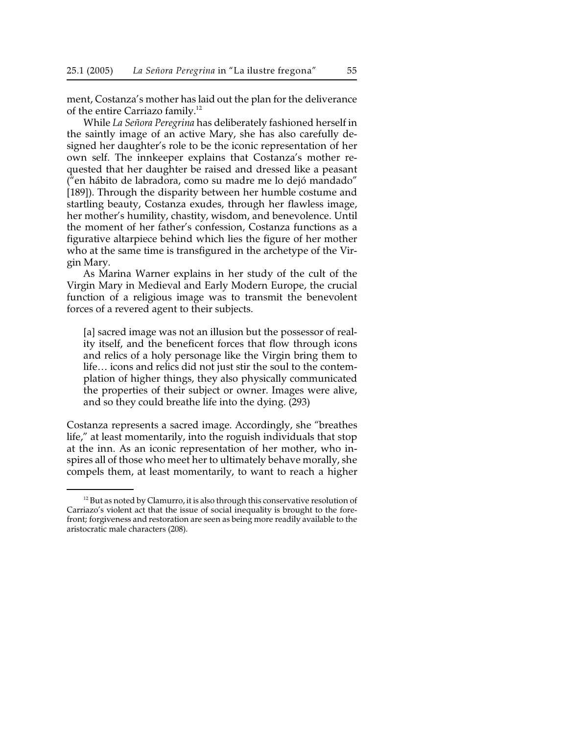ment, Costanza's mother has laid out the plan for the deliverance of the entire Carriazo family.[12]

While *La Señora Peregrina* has deliberately fashioned herself in the saintly image of an active Mary, she has also carefully designed her daughter's role to be the iconic representation of her own self. The innkeeper explains that Costanza's mother requested that her daughter be raised and dressed like a peasant ("en hábito de labradora, como su madre me lo dejó mandado" [189]). Through the disparity between her humble costume and startling beauty, Costanza exudes, through her flawless image, her mother's humility, chastity, wisdom, and benevolence. Until the moment of her father's confession, Costanza functions as a figurative altarpiece behind which lies the figure of her mother who at the same time is transfigured in the archetype of the Virgin Mary.

As Marina Warner explains in her study of the cult of the Virgin Mary in Medieval and Early Modern Europe, the crucial function of a religious image was to transmit the benevolent forces of a revered agent to their subjects.

> [a] sacred image was not an illusion but the possessor of reality itself, and the beneficent forces that flow through icons and relics of a holy personage like the Virgin bring them to life… icons and relics did not just stir the soul to the contemplation of higher things, they also physically communicated the properties of their subject or owner. Images were alive, and so they could breathe life into the dying. (293)

Costanza represents a sacred image. Accordingly, she "breathes life," at least momentarily, into the roguish individuals that stop at the inn. As an iconic representation of her mother, who inspires all of those who meet her to ultimately behave morally, she compels them, at least momentarily, to want to reach a higher

---

[12] But as noted by Clamurro, it is also through this conservative resolution of Carriazo's violent act that the issue of social inequality is brought to the forefront; forgiveness and restoration are seen as being more readily available to the aristocratic male characters (208).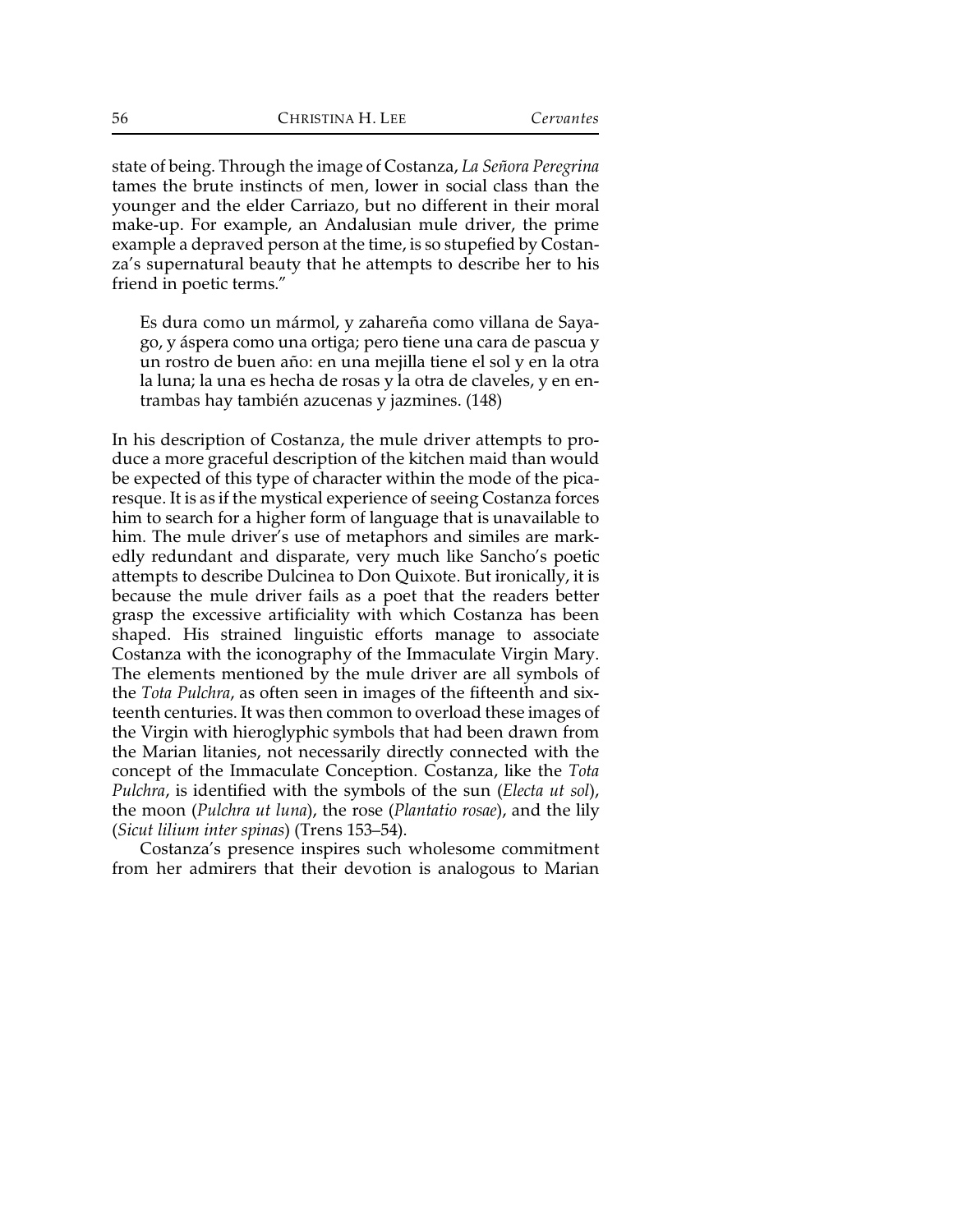state of being. Through the image of Costanza, *La Señora Peregrina* tames the brute instincts of men, lower in social class than the younger and the elder Carriazo, but no different in their moral make-up. For example, an Andalusian mule driver, the prime example a depraved person at the time, is so stupefied by Costanza's supernatural beauty that he attempts to describe her to his friend in poetic terms."

> Es dura como un mármol, y zahareña como villana de Sayago, y áspera como una ortiga; pero tiene una cara de pascua y un rostro de buen año: en una mejilla tiene el sol y en la otra la luna; la una es hecha de rosas y la otra de claveles, y en entrambas hay también azucenas y jazmines. (148)

In his description of Costanza, the mule driver attempts to produce a more graceful description of the kitchen maid than would be expected of this type of character within the mode of the picaresque. It is as if the mystical experience of seeing Costanza forces him to search for a higher form of language that is unavailable to him. The mule driver's use of metaphors and similes are markedly redundant and disparate, very much like Sancho's poetic attempts to describe Dulcinea to Don Quixote. But ironically, it is because the mule driver fails as a poet that the readers better grasp the excessive artificiality with which Costanza has been shaped. His strained linguistic efforts manage to associate Costanza with the iconography of the Immaculate Virgin Mary. The elements mentioned by the mule driver are all symbols of the *Tota Pulchra*, as often seen in images of the fifteenth and sixteenth centuries. It was then common to overload these images of the Virgin with hieroglyphic symbols that had been drawn from the Marian litanies, not necessarily directly connected with the concept of the Immaculate Conception. Costanza, like the *Tota Pulchra*, is identified with the symbols of the sun (*Electa ut sol*), the moon (*Pulchra ut luna*), the rose (*Plantatio rosae*), and the lily (*Sicut lilium inter spinas*) (Trens 153–54).

Costanza's presence inspires such wholesome commitment from her admirers that their devotion is analogous to Marian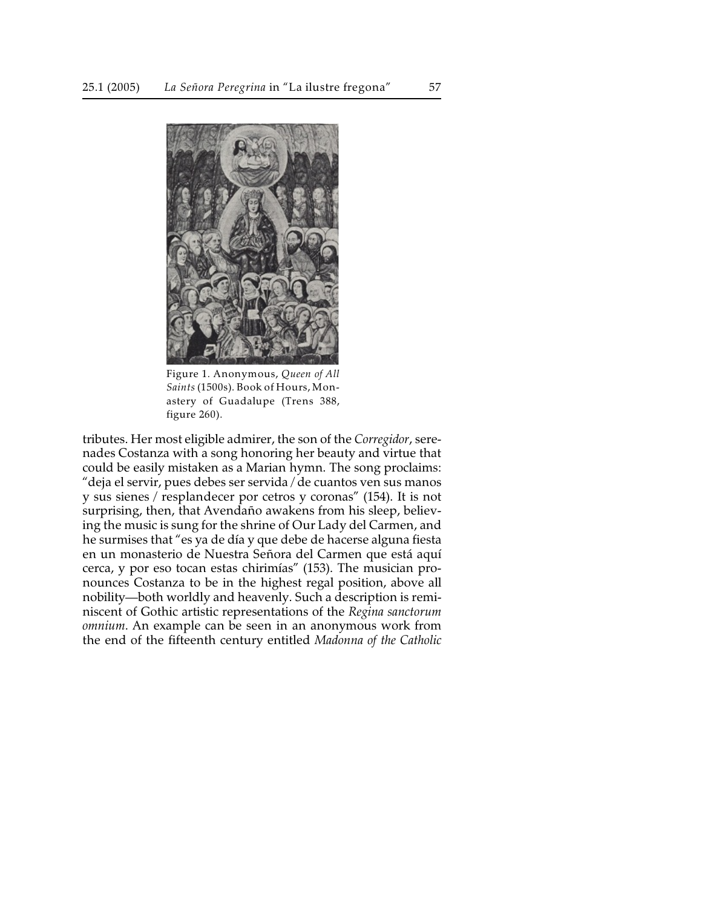Figure 1. Anonymous, *Queen of All Saints* (1500s). Book of Hours, Monastery of Guadalupe (Trens 388, figure 260).

tributes. Her most eligible admirer, the son of the *Corregidor*, serenades Costanza with a song honoring her beauty and virtue that could be easily mistaken as a Marian hymn. The song proclaims: "deja el servir, pues debes ser servida / de cuantos ven sus manos y sus sienes / resplandecer por cetros y coronas" (154). It is not surprising, then, that Avendaño awakens from his sleep, believing the music is sung for the shrine of Our Lady del Carmen, and he surmises that "es ya de día y que debe de hacerse alguna fiesta en un monasterio de Nuestra Señora del Carmen que está aquí cerca, y por eso tocan estas chirimías" (153). The musician pronounces Costanza to be in the highest regal position, above all nobility—both worldly and heavenly. Such a description is reminiscent of Gothic artistic representations of the *Regina sanctorum omnium*. An example can be seen in an anonymous work from the end of the fifteenth century entitled *Madonna of the Catholic*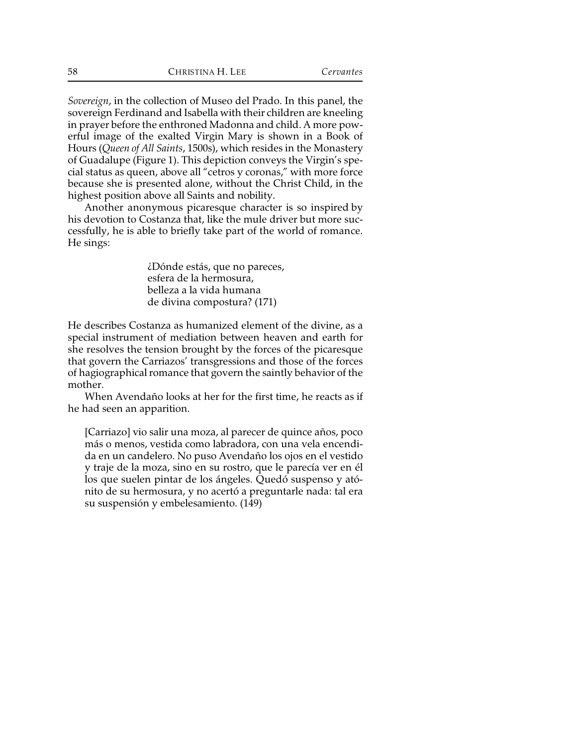*Sovereign*, in the collection of Museo del Prado. In this panel, the sovereign Ferdinand and Isabella with their children are kneeling in prayer before the enthroned Madonna and child. A more powerful image of the exalted Virgin Mary is shown in a Book of Hours (*Queen of All Saints*, 1500s), which resides in the Monastery of Guadalupe (Figure 1). This depiction conveys the Virgin's special status as queen, above all "cetros y coronas," with more force because she is presented alone, without the Christ Child, in the highest position above all Saints and nobility.

Another anonymous picaresque character is so inspired by his devotion to Costanza that, like the mule driver but more successfully, he is able to briefly take part of the world of romance. He sings:

> ¿Dónde estás, que no pareces,
> esfera de la hermosura,
> belleza a la vida humana
> de divina compostura? (171)

He describes Costanza as humanized element of the divine, as a special instrument of mediation between heaven and earth for she resolves the tension brought by the forces of the picaresque that govern the Carriazos' transgressions and those of the forces of hagiographical romance that govern the saintly behavior of the mother.

When Avendaño looks at her for the first time, he reacts as if he had seen an apparition.

> [Carriazo] vio salir una moza, al parecer de quince años, poco más o menos, vestida como labradora, con una vela encendida en un candelero. No puso Avendaño los ojos en el vestido y traje de la moza, sino en su rostro, que le parecía ver en él los que suelen pintar de los ángeles. Quedó suspenso y atónito de su hermosura, y no acertó a preguntarle nada: tal era su suspensión y embelesamiento. (149)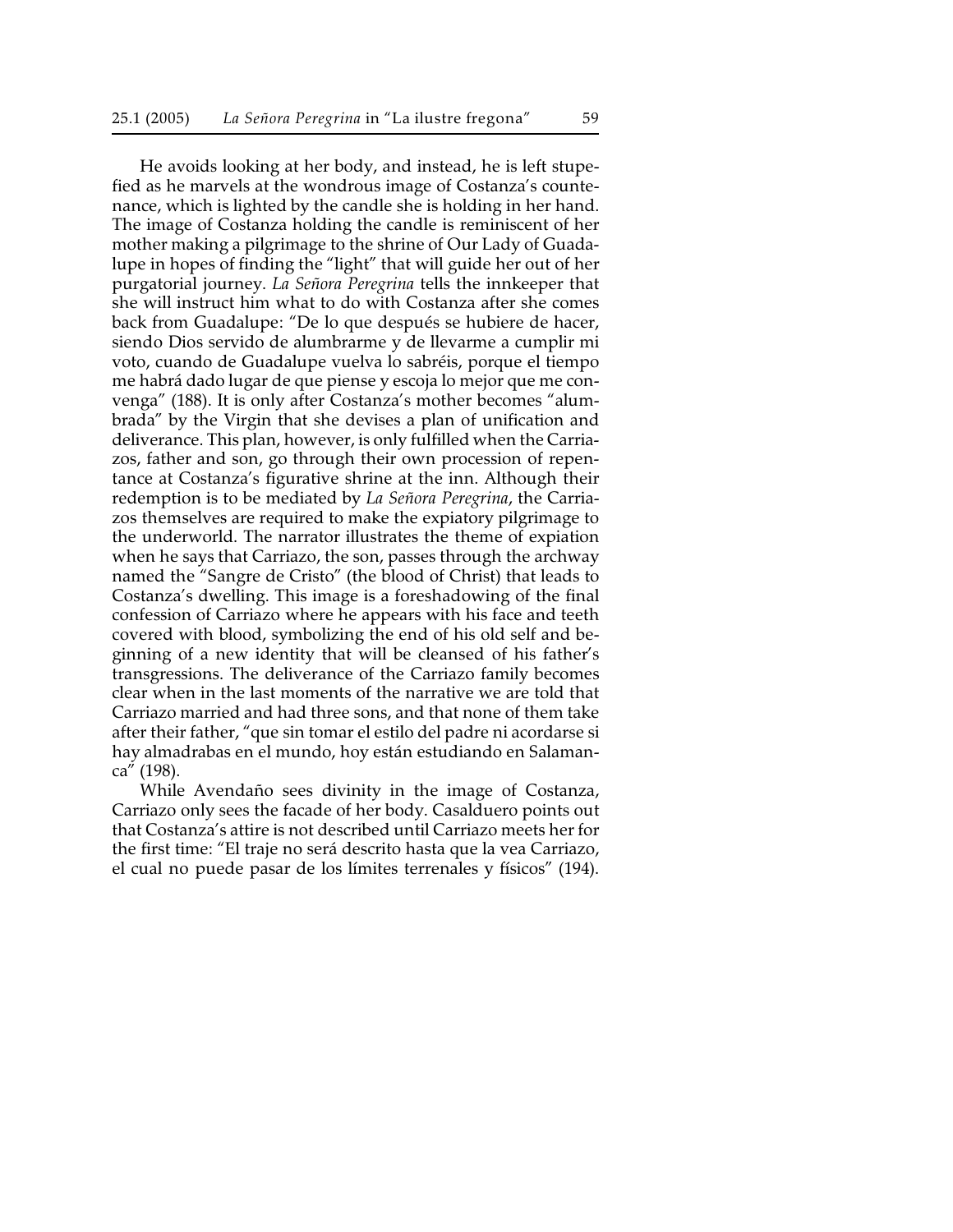He avoids looking at her body, and instead, he is left stupefied as he marvels at the wondrous image of Costanza's countenance, which is lighted by the candle she is holding in her hand. The image of Costanza holding the candle is reminiscent of her mother making a pilgrimage to the shrine of Our Lady of Guadalupe in hopes of finding the "light" that will guide her out of her purgatorial journey. *La Señora Peregrina* tells the innkeeper that she will instruct him what to do with Costanza after she comes back from Guadalupe: "De lo que después se hubiere de hacer, siendo Dios servido de alumbrarme y de llevarme a cumplir mi voto, cuando de Guadalupe vuelva lo sabréis, porque el tiempo me habrá dado lugar de que piense y escoja lo mejor que me convenga" (188). It is only after Costanza's mother becomes "alumbrada" by the Virgin that she devises a plan of unification and deliverance. This plan, however, is only fulfilled when the Carriazos, father and son, go through their own procession of repentance at Costanza's figurative shrine at the inn. Although their redemption is to be mediated by *La Señora Peregrina*, the Carriazos themselves are required to make the expiatory pilgrimage to the underworld. The narrator illustrates the theme of expiation when he says that Carriazo, the son, passes through the archway named the "Sangre de Cristo" (the blood of Christ) that leads to Costanza's dwelling. This image is a foreshadowing of the final confession of Carriazo where he appears with his face and teeth covered with blood, symbolizing the end of his old self and beginning of a new identity that will be cleansed of his father's transgressions. The deliverance of the Carriazo family becomes clear when in the last moments of the narrative we are told that Carriazo married and had three sons, and that none of them take after their father, "que sin tomar el estilo del padre ni acordarse si hay almadrabas en el mundo, hoy están estudiando en Salamanca" (198).

While Avendaño sees divinity in the image of Costanza, Carriazo only sees the facade of her body. Casalduero points out that Costanza's attire is not described until Carriazo meets her for the first time: "El traje no será descrito hasta que la vea Carriazo, el cual no puede pasar de los límites terrenales y físicos" (194).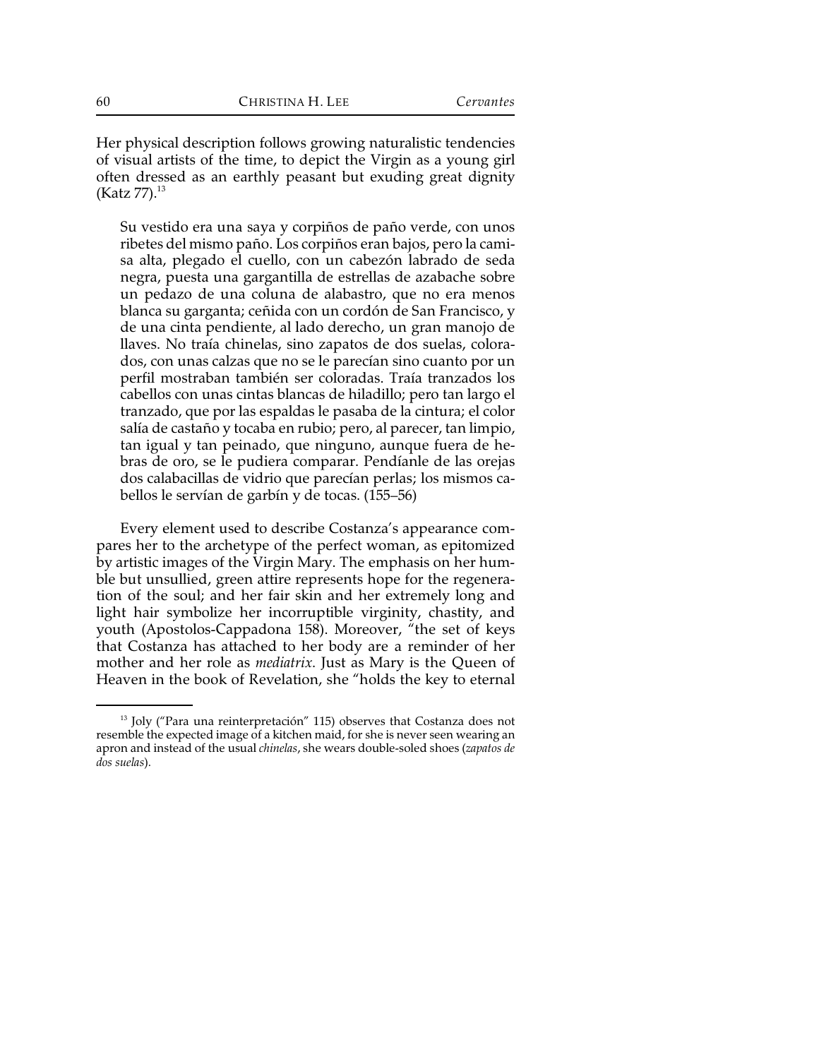Her physical description follows growing naturalistic tendencies of visual artists of the time, to depict the Virgin as a young girl often dressed as an earthly peasant but exuding great dignity (Katz 77).[13]

> Su vestido era una saya y corpiños de paño verde, con unos ribetes del mismo paño. Los corpiños eran bajos, pero la camisa alta, plegado el cuello, con un cabezón labrado de seda negra, puesta una gargantilla de estrellas de azabache sobre un pedazo de una coluna de alabastro, que no era menos blanca su garganta; ceñida con un cordón de San Francisco, y de una cinta pendiente, al lado derecho, un gran manojo de llaves. No traía chinelas, sino zapatos de dos suelas, colorados, con unas calzas que no se le parecían sino cuanto por un perfil mostraban también ser coloradas. Traía tranzados los cabellos con unas cintas blancas de hiladillo; pero tan largo el tranzado, que por las espaldas le pasaba de la cintura; el color salía de castaño y tocaba en rubio; pero, al parecer, tan limpio, tan igual y tan peinado, que ninguno, aunque fuera de hebras de oro, se le pudiera comparar. Pendíanle de las orejas dos calabacillas de vidrio que parecían perlas; los mismos cabellos le servían de garbín y de tocas. (155–56)

Every element used to describe Costanza's appearance compares her to the archetype of the perfect woman, as epitomized by artistic images of the Virgin Mary. The emphasis on her humble but unsullied, green attire represents hope for the regeneration of the soul; and her fair skin and her extremely long and light hair symbolize her incorruptible virginity, chastity, and youth (Apostolos-Cappadona 158). Moreover, "the set of keys that Costanza has attached to her body are a reminder of her mother and her role as *mediatrix*. Just as Mary is the Queen of Heaven in the book of Revelation, she "holds the key to eternal

[13] Joly ("Para una reinterpretación" 115) observes that Costanza does not resemble the expected image of a kitchen maid, for she is never seen wearing an apron and instead of the usual *chinelas*, she wears double-soled shoes (*zapatos de dos suelas*).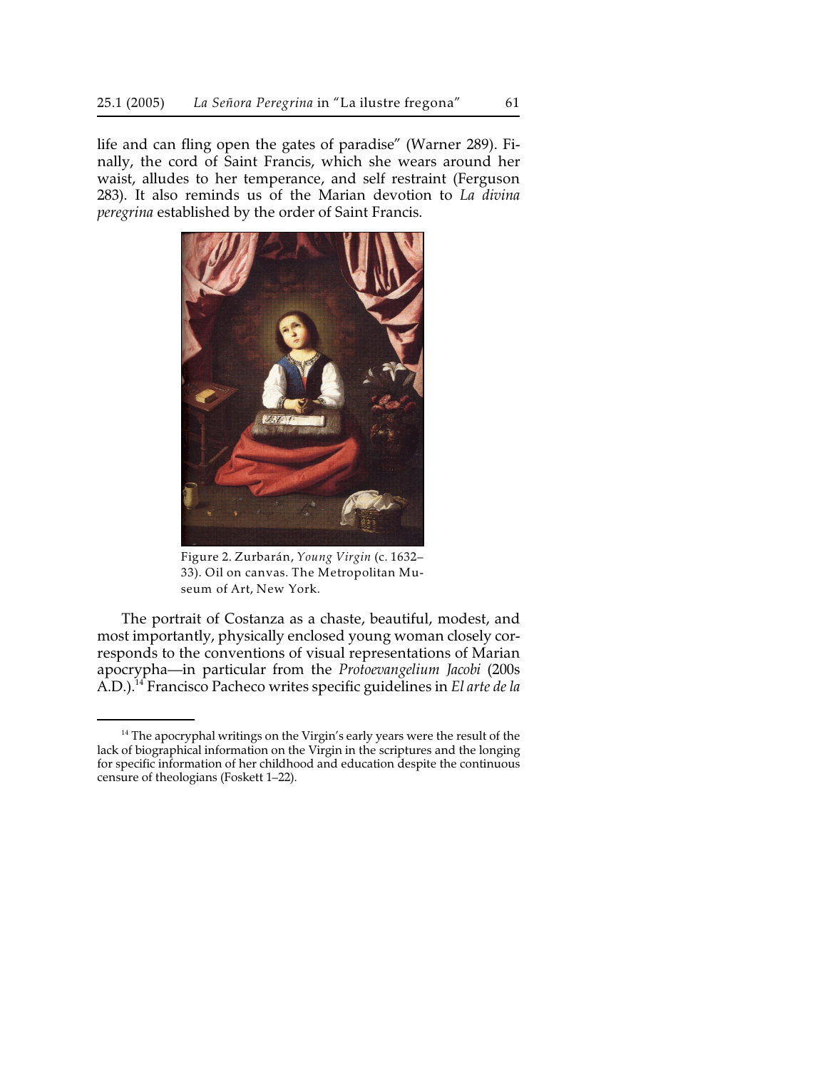life and can fling open the gates of paradise" (Warner 289). Finally, the cord of Saint Francis, which she wears around her waist, alludes to her temperance, and self restraint (Ferguson 283). It also reminds us of the Marian devotion to *La divina peregrina* established by the order of Saint Francis.

Figure 2. Zurbarán, *Young Virgin* (c. 1632–33). Oil on canvas. The Metropolitan Museum of Art, New York.

The portrait of Costanza as a chaste, beautiful, modest, and most importantly, physically enclosed young woman closely corresponds to the conventions of visual representations of Marian apocrypha—in particular from the *Protoevangelium Jacobi* (200s A.D.).[14] Francisco Pacheco writes specific guidelines in *El arte de la*

[14] The apocryphal writings on the Virgin's early years were the result of the lack of biographical information on the Virgin in the scriptures and the longing for specific information of her childhood and education despite the continuous censure of theologians (Foskett 1–22).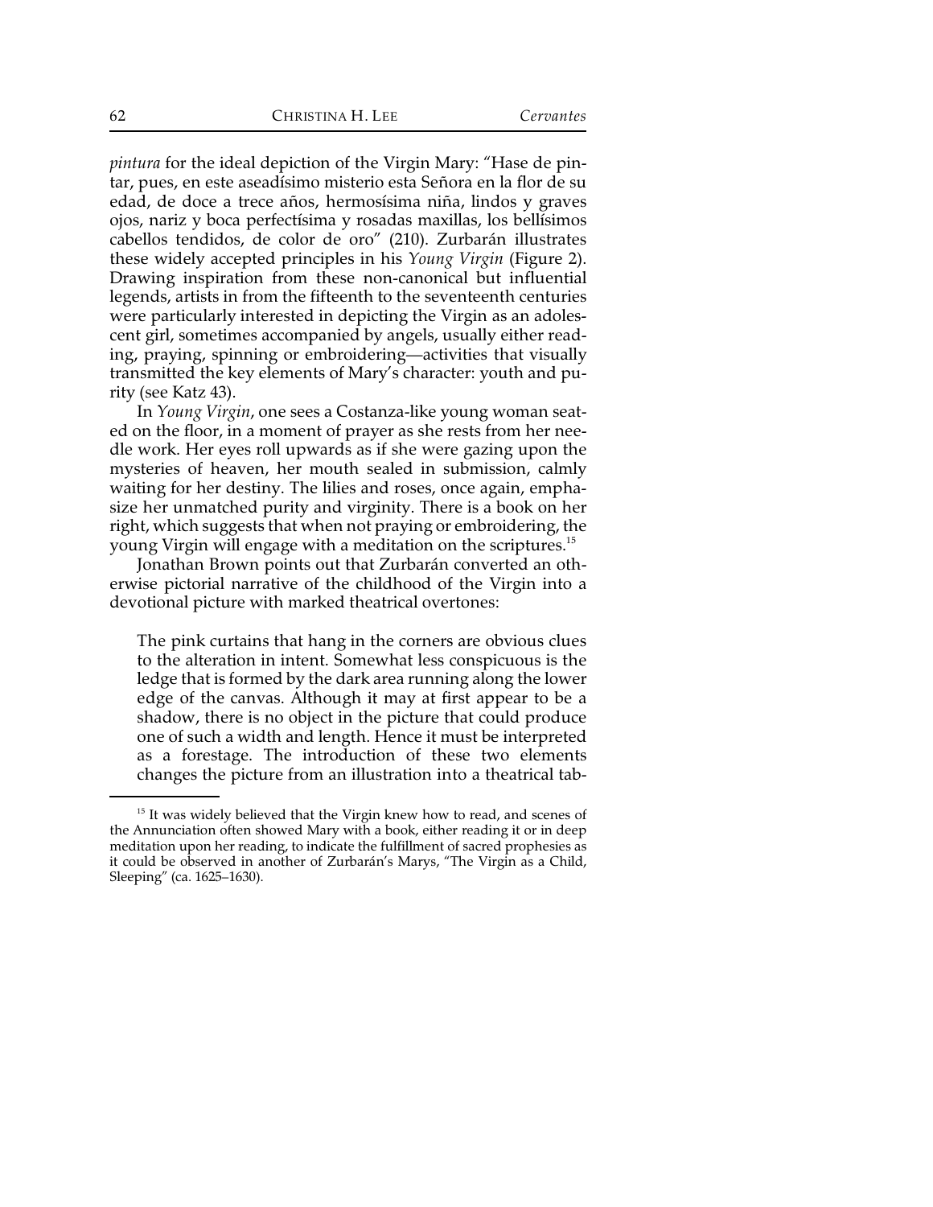*pintura* for the ideal depiction of the Virgin Mary: "Hase de pintar, pues, en este aseadísimo misterio esta Señora en la flor de su edad, de doce a trece años, hermosísima niña, lindos y graves ojos, nariz y boca perfectísima y rosadas maxillas, los bellísimos cabellos tendidos, de color de oro" (210). Zurbarán illustrates these widely accepted principles in his *Young Virgin* (Figure 2). Drawing inspiration from these non-canonical but influential legends, artists in from the fifteenth to the seventeenth centuries were particularly interested in depicting the Virgin as an adolescent girl, sometimes accompanied by angels, usually either reading, praying, spinning or embroidering—activities that visually transmitted the key elements of Mary's character: youth and purity (see Katz 43).

In *Young Virgin*, one sees a Costanza-like young woman seated on the floor, in a moment of prayer as she rests from her needle work. Her eyes roll upwards as if she were gazing upon the mysteries of heaven, her mouth sealed in submission, calmly waiting for her destiny. The lilies and roses, once again, emphasize her unmatched purity and virginity. There is a book on her right, which suggests that when not praying or embroidering, the young Virgin will engage with a meditation on the scriptures.[15]

Jonathan Brown points out that Zurbarán converted an otherwise pictorial narrative of the childhood of the Virgin into a devotional picture with marked theatrical overtones:

> The pink curtains that hang in the corners are obvious clues to the alteration in intent. Somewhat less conspicuous is the ledge that is formed by the dark area running along the lower edge of the canvas. Although it may at first appear to be a shadow, there is no object in the picture that could produce one of such a width and length. Hence it must be interpreted as a forestage. The introduction of these two elements changes the picture from an illustration into a theatrical tab-

[15] It was widely believed that the Virgin knew how to read, and scenes of the Annunciation often showed Mary with a book, either reading it or in deep meditation upon her reading, to indicate the fulfillment of sacred prophesies as it could be observed in another of Zurbarán's Marys, "The Virgin as a Child, Sleeping" (ca. 1625–1630).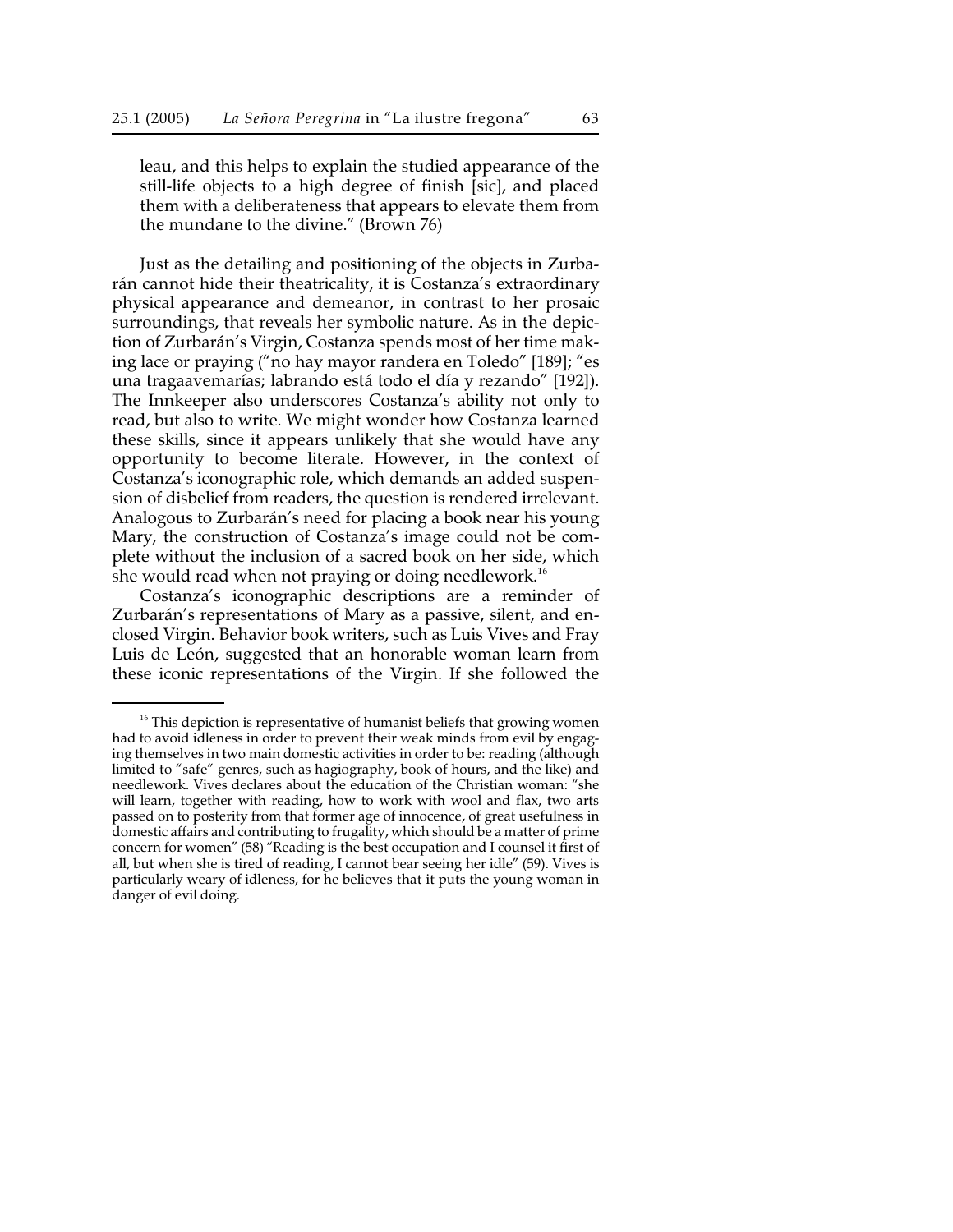leau, and this helps to explain the studied appearance of the still-life objects to a high degree of finish [sic], and placed them with a deliberateness that appears to elevate them from the mundane to the divine." (Brown 76)

Just as the detailing and positioning of the objects in Zurbarán cannot hide their theatricality, it is Costanza's extraordinary physical appearance and demeanor, in contrast to her prosaic surroundings, that reveals her symbolic nature. As in the depiction of Zurbarán's Virgin, Costanza spends most of her time making lace or praying ("no hay mayor randera en Toledo" [189]; "es una tragaavemarías; labrando está todo el día y rezando" [192]). The Innkeeper also underscores Costanza's ability not only to read, but also to write. We might wonder how Costanza learned these skills, since it appears unlikely that she would have any opportunity to become literate. However, in the context of Costanza's iconographic role, which demands an added suspension of disbelief from readers, the question is rendered irrelevant. Analogous to Zurbarán's need for placing a book near his young Mary, the construction of Costanza's image could not be complete without the inclusion of a sacred book on her side, which she would read when not praying or doing needlework.[16]

Costanza's iconographic descriptions are a reminder of Zurbarán's representations of Mary as a passive, silent, and enclosed Virgin. Behavior book writers, such as Luis Vives and Fray Luis de León, suggested that an honorable woman learn from these iconic representations of the Virgin. If she followed the

---

[16] This depiction is representative of humanist beliefs that growing women had to avoid idleness in order to prevent their weak minds from evil by engaging themselves in two main domestic activities in order to be: reading (although limited to "safe" genres, such as hagiography, book of hours, and the like) and needlework. Vives declares about the education of the Christian woman: "she will learn, together with reading, how to work with wool and flax, two arts passed on to posterity from that former age of innocence, of great usefulness in domestic affairs and contributing to frugality, which should be a matter of prime concern for women" (58) "Reading is the best occupation and I counsel it first of all, but when she is tired of reading, I cannot bear seeing her idle" (59). Vives is particularly weary of idleness, for he believes that it puts the young woman in danger of evil doing.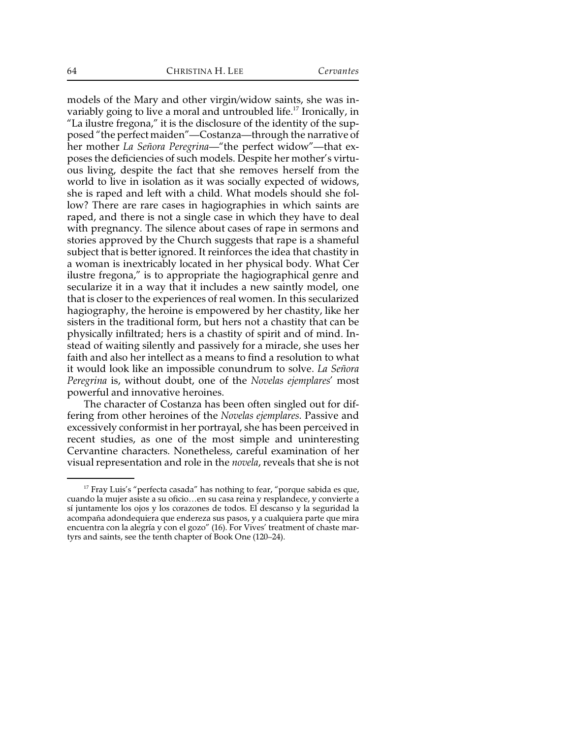models of the Mary and other virgin/widow saints, she was invariably going to live a moral and untroubled life.[17] Ironically, in "La ilustre fregona," it is the disclosure of the identity of the supposed "the perfect maiden"—Costanza—through the narrative of her mother *La Señora Peregrina*—"the perfect widow"—that exposes the deficiencies of such models. Despite her mother's virtuous living, despite the fact that she removes herself from the world to live in isolation as it was socially expected of widows, she is raped and left with a child. What models should she follow? There are rare cases in hagiographies in which saints are raped, and there is not a single case in which they have to deal with pregnancy. The silence about cases of rape in sermons and stories approved by the Church suggests that rape is a shameful subject that is better ignored. It reinforces the idea that chastity in a woman is inextricably located in her physical body. What Cer ilustre fregona," is to appropriate the hagiographical genre and secularize it in a way that it includes a new saintly model, one that is closer to the experiences of real women. In this secularized hagiography, the heroine is empowered by her chastity, like her sisters in the traditional form, but hers not a chastity that can be physically infiltrated; hers is a chastity of spirit and of mind. Instead of waiting silently and passively for a miracle, she uses her faith and also her intellect as a means to find a resolution to what it would look like an impossible conundrum to solve. *La Señora Peregrina* is, without doubt, one of the *Novelas ejemplares*' most powerful and innovative heroines.

The character of Costanza has been often singled out for differing from other heroines of the *Novelas ejemplares*. Passive and excessively conformist in her portrayal, she has been perceived in recent studies, as one of the most simple and uninteresting Cervantine characters. Nonetheless, careful examination of her visual representation and role in the *novela*, reveals that she is not

---

[17] Fray Luis's "perfecta casada" has nothing to fear, "porque sabida es que, cuando la mujer asiste a su oficio…en su casa reina y resplandece, y convierte a sí juntamente los ojos y los corazones de todos. El descanso y la seguridad la acompaña adondequiera que endereza sus pasos, y a cualquiera parte que mira encuentra con la alegría y con el gozo" (16). For Vives' treatment of chaste martyrs and saints, see the tenth chapter of Book One (120–24).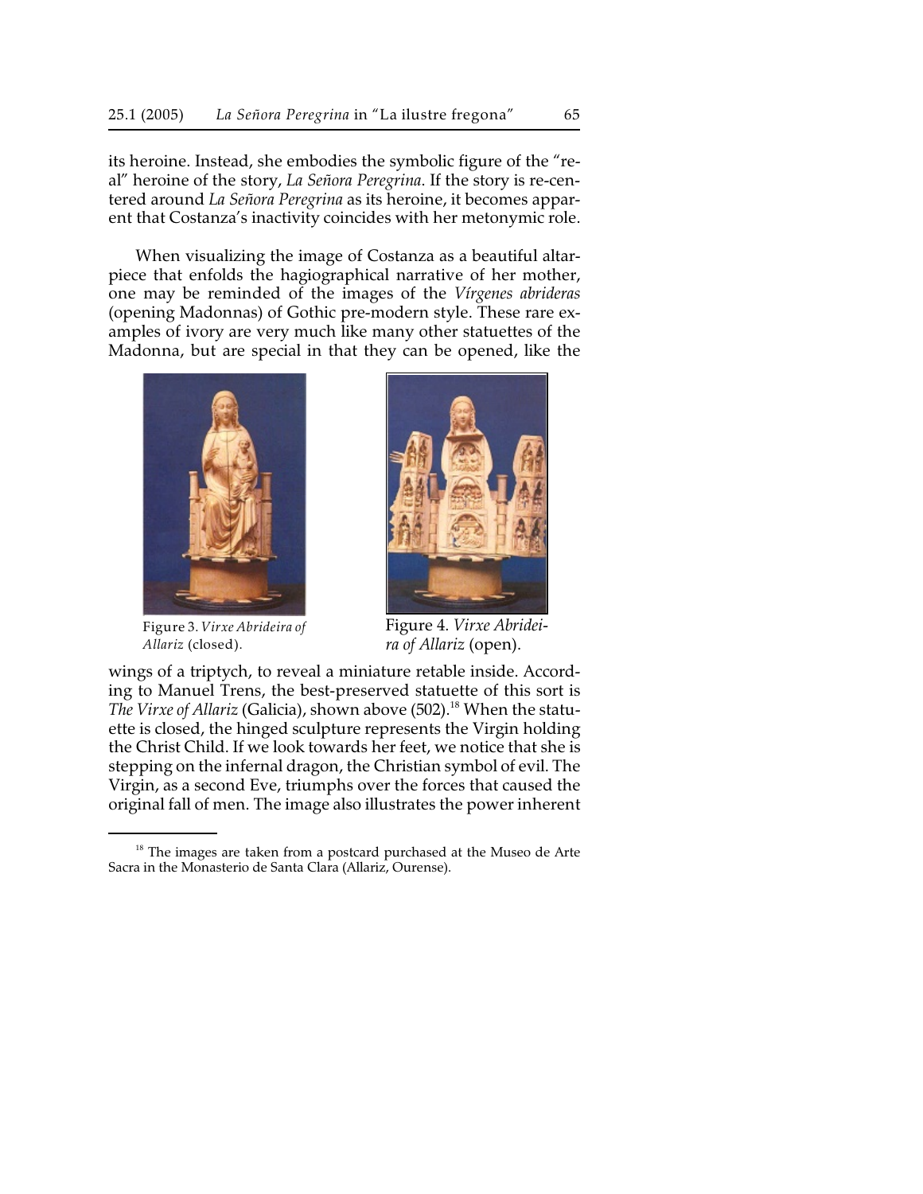its heroine. Instead, she embodies the symbolic figure of the "real" heroine of the story, *La Señora Peregrina*. If the story is re-centered around *La Señora Peregrina* as its heroine, it becomes apparent that Costanza's inactivity coincides with her metonymic role.

When visualizing the image of Costanza as a beautiful altarpiece that enfolds the hagiographical narrative of her mother, one may be reminded of the images of the *Vírgenes abrideras* (opening Madonnas) of Gothic pre-modern style. These rare examples of ivory are very much like many other statuettes of the Madonna, but are special in that they can be opened, like the

Figure 3. *Virxe Abrideira of Allariz* (closed).

Figure 4. *Virxe Abrideira of Allariz* (open).

wings of a triptych, to reveal a miniature retable inside. According to Manuel Trens, the best-preserved statuette of this sort is *The Virxe of Allariz* (Galicia), shown above (502).[18] When the statuette is closed, the hinged sculpture represents the Virgin holding the Christ Child. If we look towards her feet, we notice that she is stepping on the infernal dragon, the Christian symbol of evil. The Virgin, as a second Eve, triumphs over the forces that caused the original fall of men. The image also illustrates the power inherent

---

[18] The images are taken from a postcard purchased at the Museo de Arte Sacra in the Monasterio de Santa Clara (Allariz, Ourense).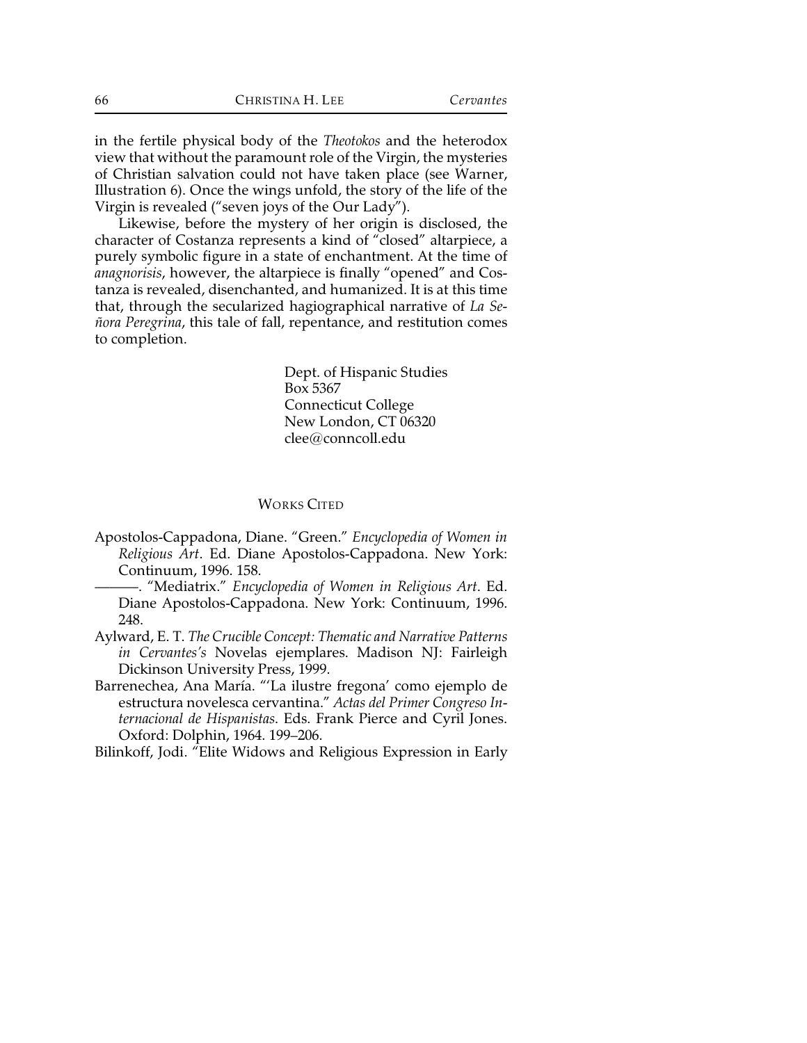in the fertile physical body of the *Theotokos* and the heterodox view that without the paramount role of the Virgin, the mysteries of Christian salvation could not have taken place (see Warner, Illustration 6). Once the wings unfold, the story of the life of the Virgin is revealed ("seven joys of the Our Lady").

Likewise, before the mystery of her origin is disclosed, the character of Costanza represents a kind of "closed" altarpiece, a purely symbolic figure in a state of enchantment. At the time of *anagnorisis*, however, the altarpiece is finally "opened" and Costanza is revealed, disenchanted, and humanized. It is at this time that, through the secularized hagiographical narrative of *La Señora Peregrina*, this tale of fall, repentance, and restitution comes to completion.

Dept. of Hispanic Studies
Box 5367
Connecticut College
New London, CT 06320
clee@conncoll.edu

## WORKS CITED

Apostolos-Cappadona, Diane. "Green." *Encyclopedia of Women in Religious Art*. Ed. Diane Apostolos-Cappadona. New York: Continuum, 1996. 158.

———. "Mediatrix." *Encyclopedia of Women in Religious Art*. Ed. Diane Apostolos-Cappadona. New York: Continuum, 1996. 248.

Aylward, E. T. *The Crucible Concept: Thematic and Narrative Patterns in Cervantes's* Novelas ejemplares. Madison NJ: Fairleigh Dickinson University Press, 1999.

Barrenechea, Ana María. "'La ilustre fregona' como ejemplo de estructura novelesca cervantina." *Actas del Primer Congreso Internacional de Hispanistas*. Eds. Frank Pierce and Cyril Jones. Oxford: Dolphin, 1964. 199–206.

Bilinkoff, Jodi. "Elite Widows and Religious Expression in Early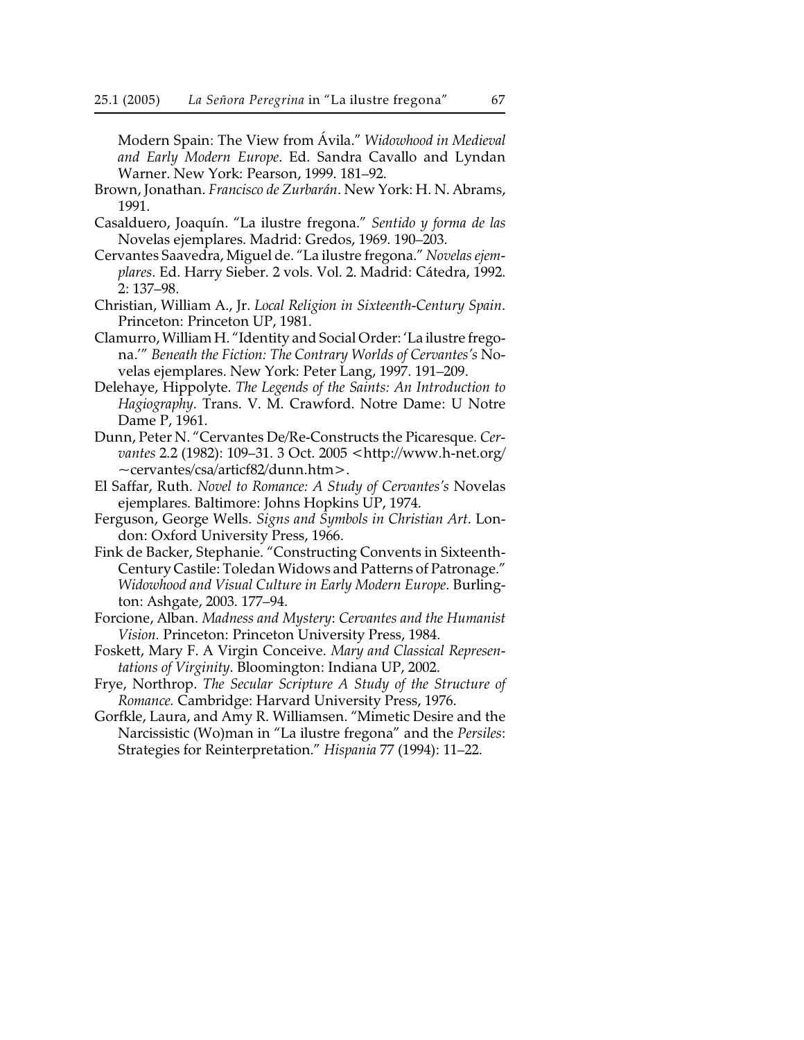Modern Spain: The View from Ávila." *Widowhood in Medieval and Early Modern Europe*. Ed. Sandra Cavallo and Lyndan Warner. New York: Pearson, 1999. 181–92.

Brown, Jonathan. *Francisco de Zurbarán*. New York: H. N. Abrams, 1991.

Casalduero, Joaquín. "La ilustre fregona." *Sentido y forma de las* Novelas ejemplares. Madrid: Gredos, 1969. 190–203.

Cervantes Saavedra, Miguel de. "La ilustre fregona." *Novelas ejemplares*. Ed. Harry Sieber. 2 vols. Vol. 2. Madrid: Cátedra, 1992. 2: 137–98.

Christian, William A., Jr. *Local Religion in Sixteenth-Century Spain*. Princeton: Princeton UP, 1981.

Clamurro, William H. "Identity and Social Order: 'La ilustre fregona.'" *Beneath the Fiction: The Contrary Worlds of Cervantes's* Novelas ejemplares. New York: Peter Lang, 1997. 191–209.

Delehaye, Hippolyte. *The Legends of the Saints: An Introduction to Hagiography*. Trans. V. M. Crawford. Notre Dame: U Notre Dame P, 1961.

Dunn, Peter N. "Cervantes De/Re-Constructs the Picaresque. *Cervantes* 2.2 (1982): 109–31. 3 Oct. 2005 <http://www.h-net.org/~cervantes/csa/articf82/dunn.htm>.

El Saffar, Ruth. *Novel to Romance: A Study of Cervantes's* Novelas ejemplares. Baltimore: Johns Hopkins UP, 1974.

Ferguson, George Wells. *Signs and Symbols in Christian Art*. London: Oxford University Press, 1966.

Fink de Backer, Stephanie. "Constructing Convents in Sixteenth-Century Castile: Toledan Widows and Patterns of Patronage." *Widowhood and Visual Culture in Early Modern Europe*. Burlington: Ashgate, 2003. 177–94.

Forcione, Alban. *Madness and Mystery*: *Cervantes and the Humanist Vision.* Princeton: Princeton University Press, 1984.

Foskett, Mary F. A Virgin Conceive. *Mary and Classical Representations of Virginity*. Bloomington: Indiana UP, 2002.

Frye, Northrop. *The Secular Scripture A Study of the Structure of Romance.* Cambridge: Harvard University Press, 1976.

Gorfkle, Laura, and Amy R. Williamsen. "Mimetic Desire and the Narcissistic (Wo)man in "La ilustre fregona" and the *Persiles*: Strategies for Reinterpretation." *Hispania* 77 (1994): 11–22.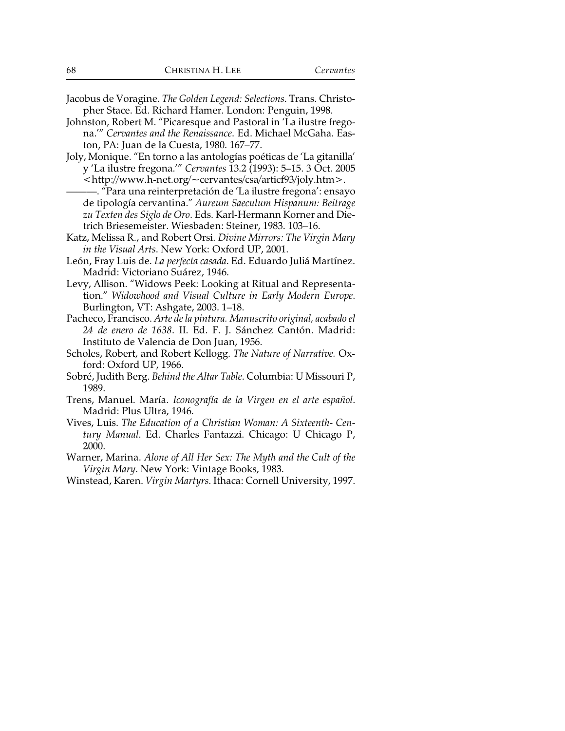Jacobus de Voragine. *The Golden Legend: Selections*. Trans. Christopher Stace. Ed. Richard Hamer. London: Penguin, 1998.

Johnston, Robert M. "Picaresque and Pastoral in 'La ilustre fregona.'" *Cervantes and the Renaissance*. Ed. Michael McGaha. Easton, PA: Juan de la Cuesta, 1980. 167–77.

Joly, Monique. "En torno a las antologías poéticas de 'La gitanilla' y 'La ilustre fregona.'" *Cervantes* 13.2 (1993): 5–15. 3 Oct. 2005 <http://www.h-net.org/~cervantes/csa/articf93/joly.htm>.

———. "Para una reinterpretación de 'La ilustre fregona': ensayo de tipología cervantina." *Aureum Saeculum Hispanum: Beitrage zu Texten des Siglo de Oro*. Eds. Karl-Hermann Korner and Dietrich Briesemeister. Wiesbaden: Steiner, 1983. 103–16.

Katz, Melissa R., and Robert Orsi. *Divine Mirrors: The Virgin Mary in the Visual Arts*. New York: Oxford UP, 2001.

León, Fray Luis de. *La perfecta casada*. Ed. Eduardo Juliá Martínez. Madrid: Victoriano Suárez, 1946.

Levy, Allison. "Widows Peek: Looking at Ritual and Representation." *Widowhood and Visual Culture in Early Modern Europe*. Burlington, VT: Ashgate, 2003. 1–18.

Pacheco, Francisco. *Arte de la pintura. Manuscrito original, acabado el 24 de enero de 1638*. II. Ed. F. J. Sánchez Cantón. Madrid: Instituto de Valencia de Don Juan, 1956.

Scholes, Robert, and Robert Kellogg. *The Nature of Narrative.* Oxford: Oxford UP, 1966.

Sobré, Judith Berg. *Behind the Altar Table*. Columbia: U Missouri P, 1989.

Trens, Manuel. María. *Iconografía de la Virgen en el arte español*. Madrid: Plus Ultra, 1946.

Vives, Luis. *The Education of a Christian Woman: A Sixteenth- Century Manual*. Ed. Charles Fantazzi. Chicago: U Chicago P, 2000.

Warner, Marina. *Alone of All Her Sex: The Myth and the Cult of the Virgin Mary*. New York: Vintage Books, 1983.

Winstead, Karen. *Virgin Martyrs*. Ithaca: Cornell University, 1997.